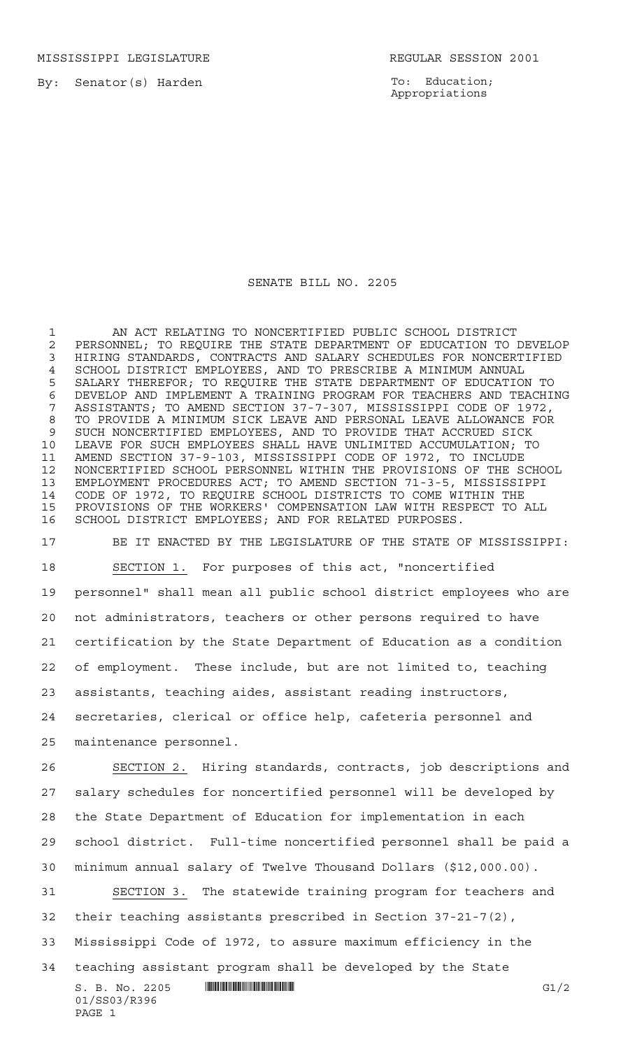MISSISSIPPI LEGISLATURE REGULAR SESSION 2001

By: Senator(s) Harden

To: Education; Appropriations

# SENATE BILL NO. 2205

AN ACT RELATING TO NONCERTIFIED PUBLIC SCHOOL DISTRICT PERSONNEL; TO REQUIRE THE STATE DEPARTMENT OF EDUCATION TO DEVELOP HIRING STANDARDS, CONTRACTS AND SALARY SCHEDULES FOR NONCERTIFIED SCHOOL DISTRICT EMPLOYEES, AND TO PRESCRIBE A MINIMUM ANNUAL SALARY THEREFOR; TO REQUIRE THE STATE DEPARTMENT OF EDUCATION TO DEVELOP AND IMPLEMENT A TRAINING PROGRAM FOR TEACHERS AND TEACHING ASSISTANTS; TO AMEND SECTION 37-7-307, MISSISSIPPI CODE OF 1972, TO PROVIDE A MINIMUM SICK LEAVE AND PERSONAL LEAVE ALLOWANCE FOR SUCH NONCERTIFIED EMPLOYEES, AND TO PROVIDE THAT ACCRUED SICK LEAVE FOR SUCH EMPLOYEES SHALL HAVE UNLIMITED ACCUMULATION; TO AMEND SECTION 37-9-103, MISSISSIPPI CODE OF 1972, TO INCLUDE NONCERTIFIED SCHOOL PERSONNEL WITHIN THE PROVISIONS OF THE SCHOOL EMPLOYMENT PROCEDURES ACT; TO AMEND SECTION 71-3-5, MISSISSIPPI CODE OF 1972, TO REQUIRE SCHOOL DISTRICTS TO COME WITHIN THE PROVISIONS OF THE WORKERS' COMPENSATION LAW WITH RESPECT TO ALL SCHOOL DISTRICT EMPLOYEES; AND FOR RELATED PURPOSES.

BE IT ENACTED BY THE LEGISLATURE OF THE STATE OF MISSISSIPPI:

SECTION 1. For purposes of this act, "noncertified personnel" shall mean all public school district employees who are not administrators, teachers or other persons required to have certification by the State Department of Education as a condition of employment. These include, but are not limited to, teaching assistants, teaching aides, assistant reading instructors, secretaries, clerical or office help, cafeteria personnel and maintenance personnel.

SECTION 2. Hiring standards, contracts, job descriptions and salary schedules for noncertified personnel will be developed by the State Department of Education for implementation in each school district. Full-time noncertified personnel shall be paid a minimum annual salary of Twelve Thousand Dollars ($12,000.00).

SECTION 3. The statewide training program for teachers and their teaching assistants prescribed in Section 37-21-7(2), Mississippi Code of 1972, to assure maximum efficiency in the teaching assistant program shall be developed by the State

S. B. No. 2205 G1/2
01/SS03/R396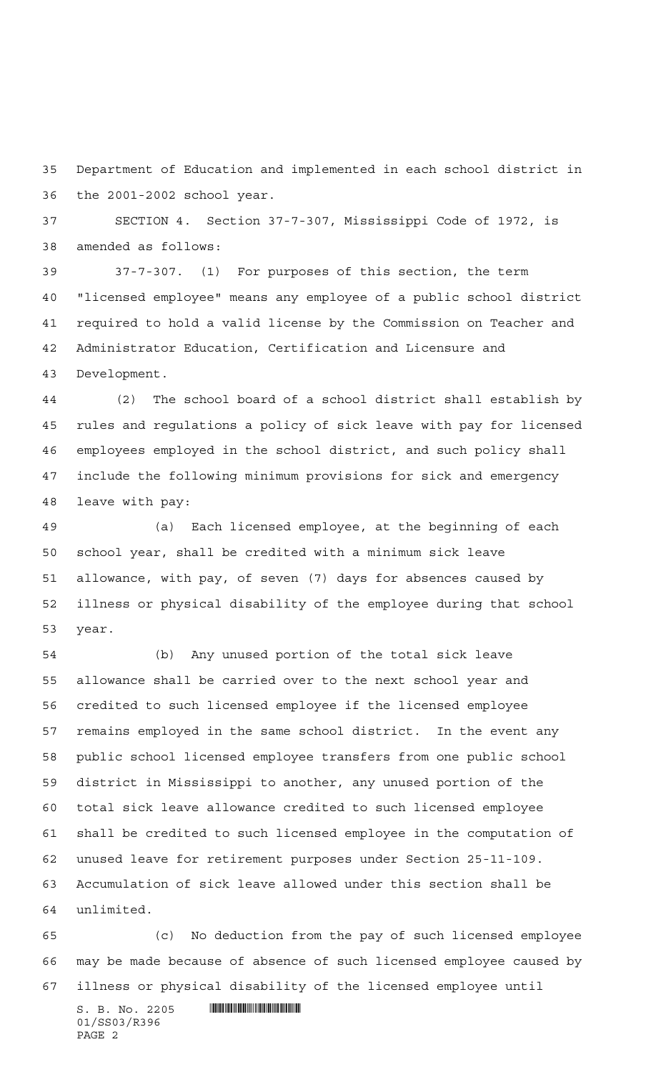Department of Education and implemented in each school district in the 2001-2002 school year.

SECTION 4. Section 37-7-307, Mississippi Code of 1972, is amended as follows:

37-7-307. (1) For purposes of this section, the term "licensed employee" means any employee of a public school district required to hold a valid license by the Commission on Teacher and Administrator Education, Certification and Licensure and Development.

(2) The school board of a school district shall establish by rules and regulations a policy of sick leave with pay for licensed employees employed in the school district, and such policy shall include the following minimum provisions for sick and emergency leave with pay:

(a) Each licensed employee, at the beginning of each school year, shall be credited with a minimum sick leave allowance, with pay, of seven (7) days for absences caused by illness or physical disability of the employee during that school year.

(b) Any unused portion of the total sick leave allowance shall be carried over to the next school year and credited to such licensed employee if the licensed employee remains employed in the same school district. In the event any public school licensed employee transfers from one public school district in Mississippi to another, any unused portion of the total sick leave allowance credited to such licensed employee shall be credited to such licensed employee in the computation of unused leave for retirement purposes under Section 25-11-109. Accumulation of sick leave allowed under this section shall be unlimited.

(c) No deduction from the pay of such licensed employee may be made because of absence of such licensed employee caused by illness or physical disability of the licensed employee until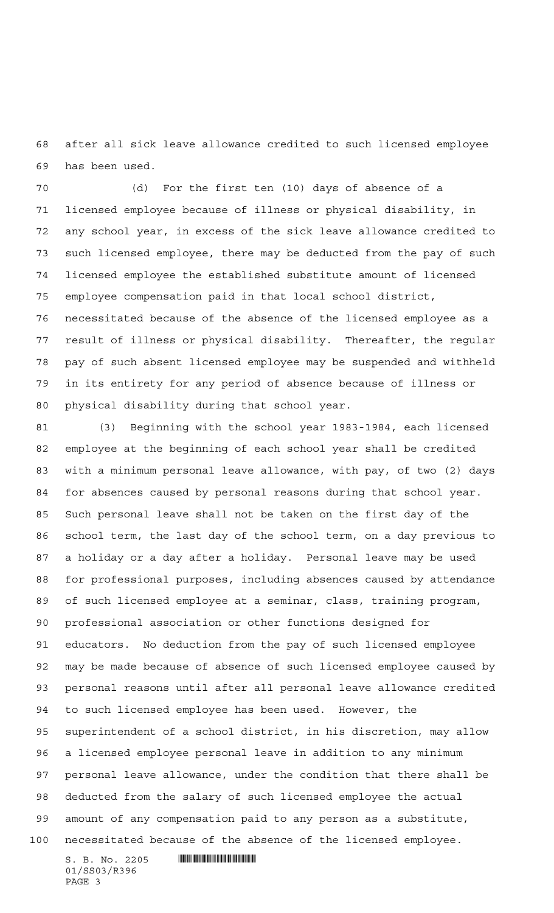after all sick leave allowance credited to such licensed employee has been used.

(d) For the first ten (10) days of absence of a licensed employee because of illness or physical disability, in any school year, in excess of the sick leave allowance credited to such licensed employee, there may be deducted from the pay of such licensed employee the established substitute amount of licensed employee compensation paid in that local school district, necessitated because of the absence of the licensed employee as a result of illness or physical disability. Thereafter, the regular pay of such absent licensed employee may be suspended and withheld in its entirety for any period of absence because of illness or physical disability during that school year.

(3) Beginning with the school year 1983-1984, each licensed employee at the beginning of each school year shall be credited with a minimum personal leave allowance, with pay, of two (2) days for absences caused by personal reasons during that school year. Such personal leave shall not be taken on the first day of the school term, the last day of the school term, on a day previous to a holiday or a day after a holiday. Personal leave may be used for professional purposes, including absences caused by attendance of such licensed employee at a seminar, class, training program, professional association or other functions designed for educators. No deduction from the pay of such licensed employee may be made because of absence of such licensed employee caused by personal reasons until after all personal leave allowance credited to such licensed employee has been used. However, the superintendent of a school district, in his discretion, may allow a licensed employee personal leave in addition to any minimum personal leave allowance, under the condition that there shall be deducted from the salary of such licensed employee the actual amount of any compensation paid to any person as a substitute, necessitated because of the absence of the licensed employee.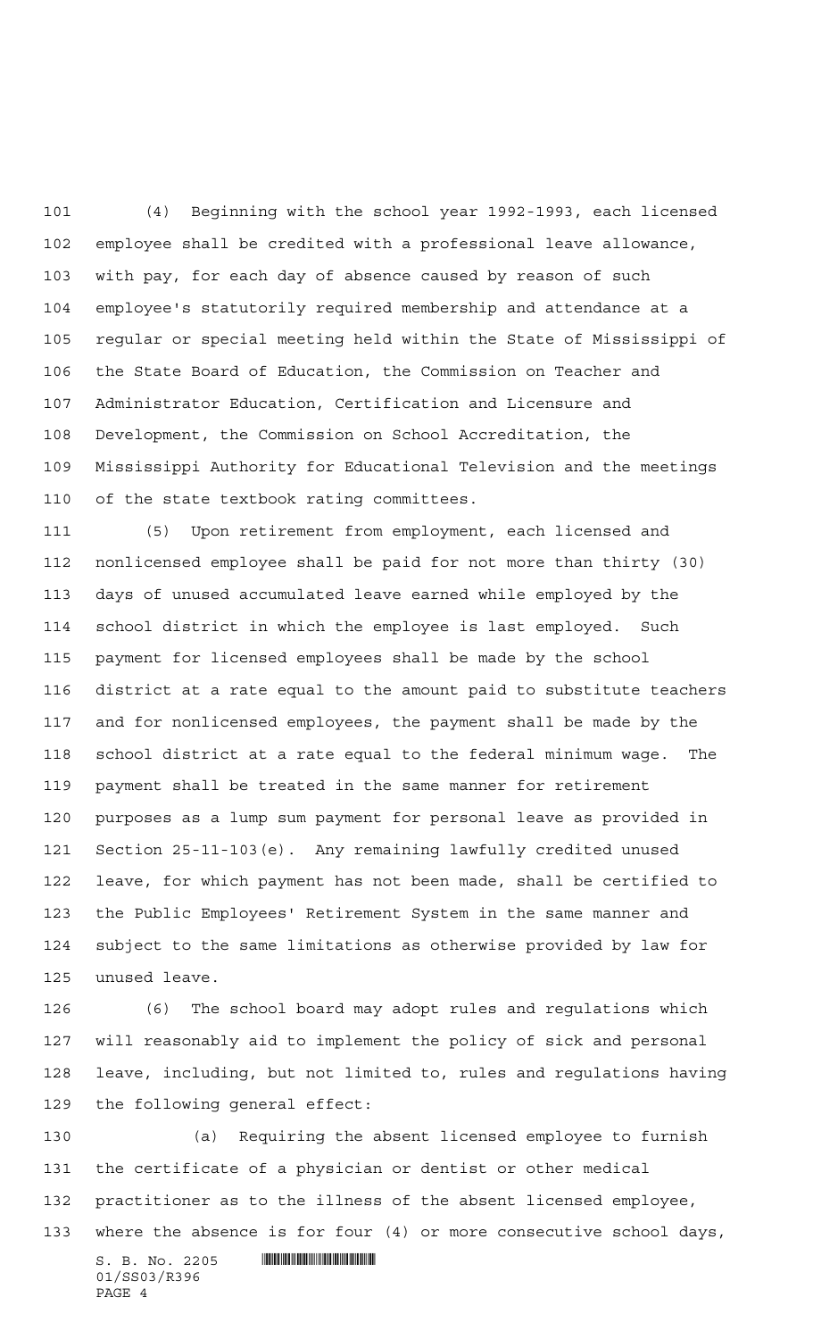(4) Beginning with the school year 1992-1993, each licensed employee shall be credited with a professional leave allowance, with pay, for each day of absence caused by reason of such employee's statutorily required membership and attendance at a regular or special meeting held within the State of Mississippi of the State Board of Education, the Commission on Teacher and Administrator Education, Certification and Licensure and Development, the Commission on School Accreditation, the Mississippi Authority for Educational Television and the meetings of the state textbook rating committees.

(5) Upon retirement from employment, each licensed and nonlicensed employee shall be paid for not more than thirty (30) days of unused accumulated leave earned while employed by the school district in which the employee is last employed. Such payment for licensed employees shall be made by the school district at a rate equal to the amount paid to substitute teachers and for nonlicensed employees, the payment shall be made by the school district at a rate equal to the federal minimum wage. The payment shall be treated in the same manner for retirement purposes as a lump sum payment for personal leave as provided in Section 25-11-103(e). Any remaining lawfully credited unused leave, for which payment has not been made, shall be certified to the Public Employees' Retirement System in the same manner and subject to the same limitations as otherwise provided by law for unused leave.

(6) The school board may adopt rules and regulations which will reasonably aid to implement the policy of sick and personal leave, including, but not limited to, rules and regulations having the following general effect:

(a) Requiring the absent licensed employee to furnish the certificate of a physician or dentist or other medical practitioner as to the illness of the absent licensed employee, where the absence is for four (4) or more consecutive school days,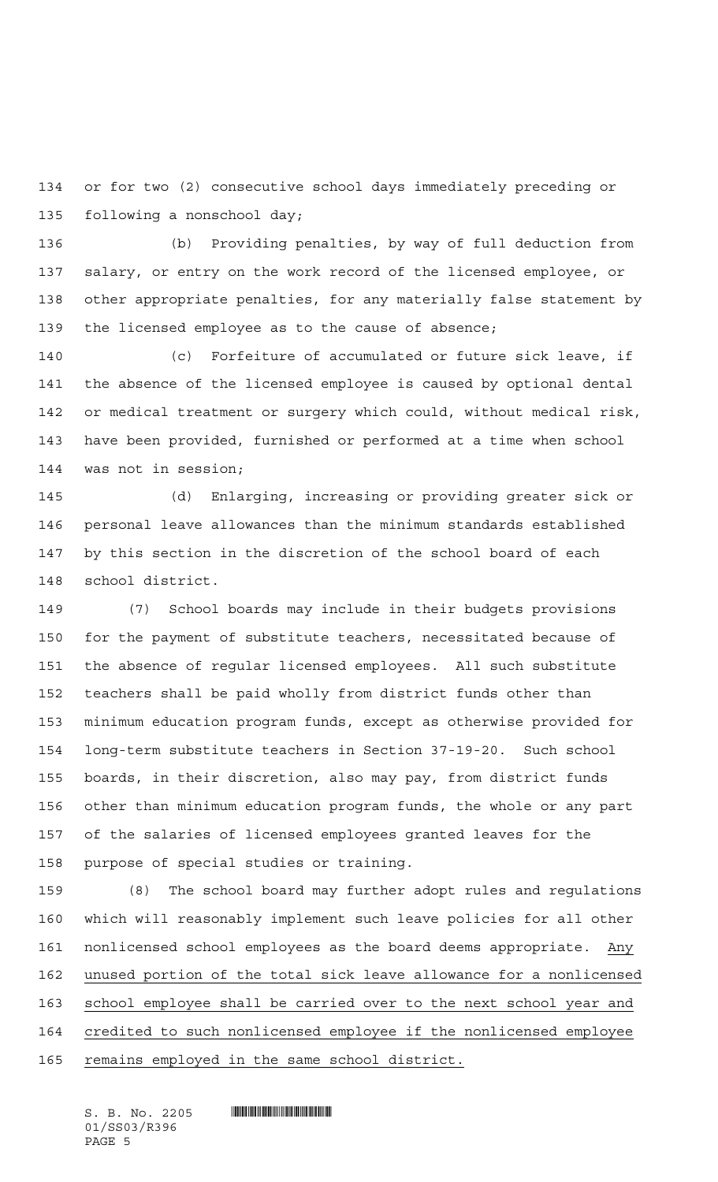or for two (2) consecutive school days immediately preceding or following a nonschool day;

(b) Providing penalties, by way of full deduction from salary, or entry on the work record of the licensed employee, or other appropriate penalties, for any materially false statement by the licensed employee as to the cause of absence;

(c) Forfeiture of accumulated or future sick leave, if the absence of the licensed employee is caused by optional dental or medical treatment or surgery which could, without medical risk, have been provided, furnished or performed at a time when school was not in session;

(d) Enlarging, increasing or providing greater sick or personal leave allowances than the minimum standards established by this section in the discretion of the school board of each school district.

(7) School boards may include in their budgets provisions for the payment of substitute teachers, necessitated because of the absence of regular licensed employees. All such substitute teachers shall be paid wholly from district funds other than minimum education program funds, except as otherwise provided for long-term substitute teachers in Section 37-19-20. Such school boards, in their discretion, also may pay, from district funds other than minimum education program funds, the whole or any part of the salaries of licensed employees granted leaves for the purpose of special studies or training.

(8) The school board may further adopt rules and regulations which will reasonably implement such leave policies for all other nonlicensed school employees as the board deems appropriate. <u>Any unused portion of the total sick leave allowance for a nonlicensed school employee shall be carried over to the next school year and credited to such nonlicensed employee if the nonlicensed employee remains employed in the same school district.</u>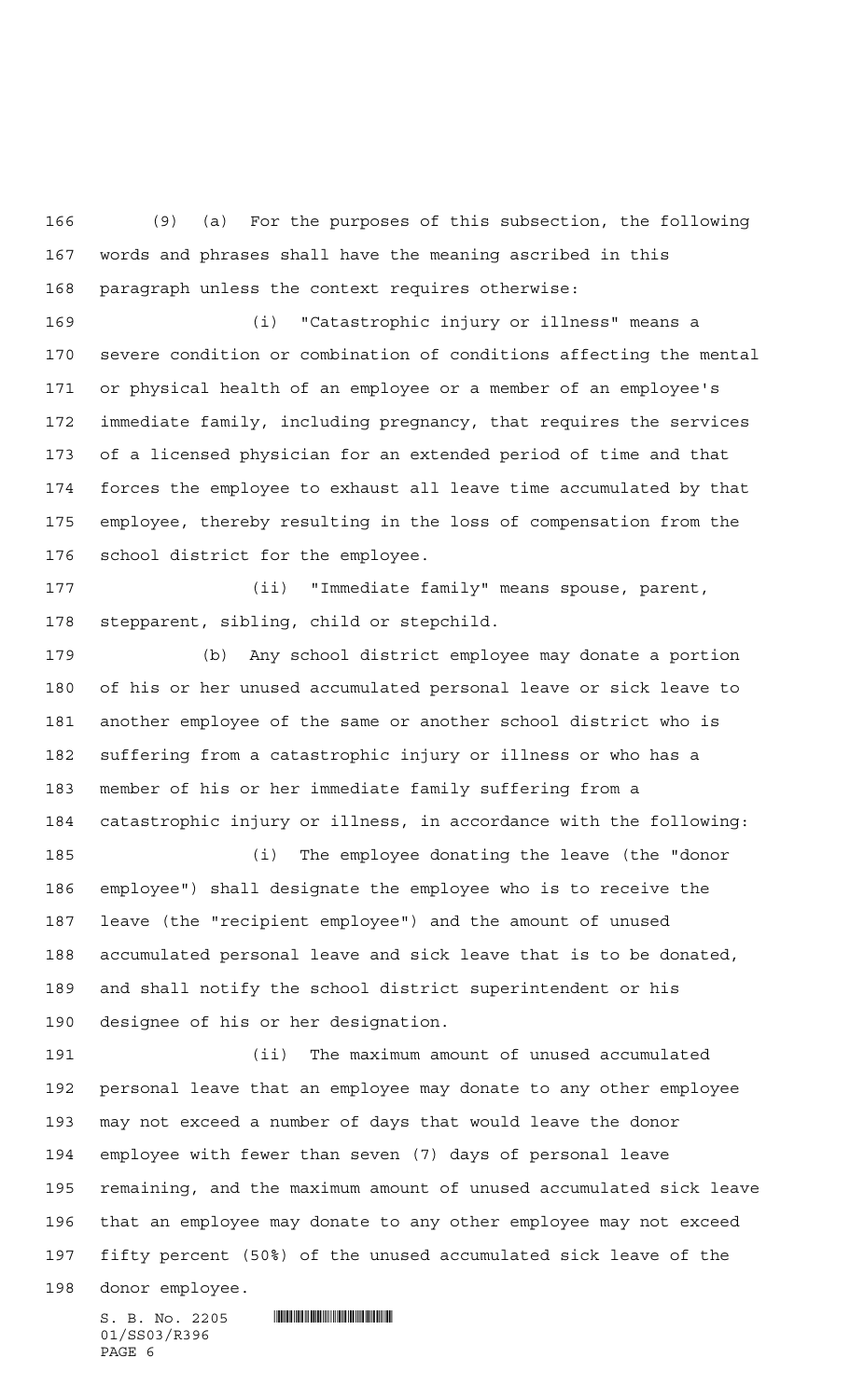(9) (a) For the purposes of this subsection, the following words and phrases shall have the meaning ascribed in this paragraph unless the context requires otherwise:

(i) "Catastrophic injury or illness" means a severe condition or combination of conditions affecting the mental or physical health of an employee or a member of an employee's immediate family, including pregnancy, that requires the services of a licensed physician for an extended period of time and that forces the employee to exhaust all leave time accumulated by that employee, thereby resulting in the loss of compensation from the school district for the employee.

(ii) "Immediate family" means spouse, parent, stepparent, sibling, child or stepchild.

(b) Any school district employee may donate a portion of his or her unused accumulated personal leave or sick leave to another employee of the same or another school district who is suffering from a catastrophic injury or illness or who has a member of his or her immediate family suffering from a catastrophic injury or illness, in accordance with the following:

(i) The employee donating the leave (the "donor employee") shall designate the employee who is to receive the leave (the "recipient employee") and the amount of unused accumulated personal leave and sick leave that is to be donated, and shall notify the school district superintendent or his designee of his or her designation.

(ii) The maximum amount of unused accumulated personal leave that an employee may donate to any other employee may not exceed a number of days that would leave the donor employee with fewer than seven (7) days of personal leave remaining, and the maximum amount of unused accumulated sick leave that an employee may donate to any other employee may not exceed fifty percent (50%) of the unused accumulated sick leave of the donor employee.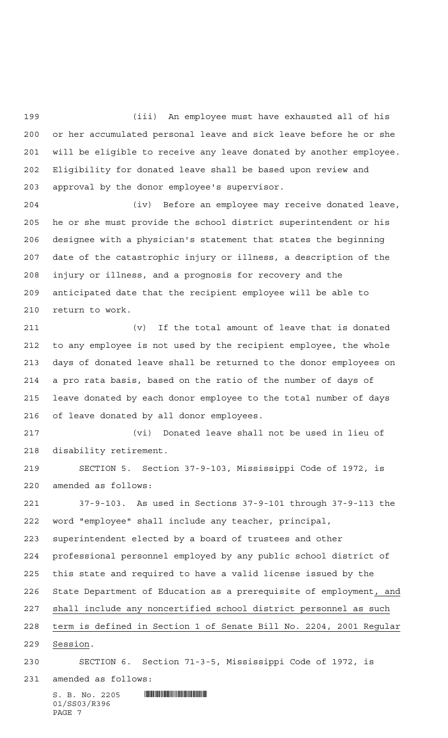(iii) An employee must have exhausted all of his or her accumulated personal leave and sick leave before he or she will be eligible to receive any leave donated by another employee. Eligibility for donated leave shall be based upon review and approval by the donor employee's supervisor.

(iv) Before an employee may receive donated leave, he or she must provide the school district superintendent or his designee with a physician's statement that states the beginning date of the catastrophic injury or illness, a description of the injury or illness, and a prognosis for recovery and the anticipated date that the recipient employee will be able to return to work.

(v) If the total amount of leave that is donated to any employee is not used by the recipient employee, the whole days of donated leave shall be returned to the donor employees on a pro rata basis, based on the ratio of the number of days of leave donated by each donor employee to the total number of days of leave donated by all donor employees.

(vi) Donated leave shall not be used in lieu of disability retirement.

SECTION 5. Section 37-9-103, Mississippi Code of 1972, is amended as follows:

37-9-103. As used in Sections 37-9-101 through 37-9-113 the word "employee" shall include any teacher, principal, superintendent elected by a board of trustees and other professional personnel employed by any public school district of this state and required to have a valid license issued by the State Department of Education as a prerequisite of employment<u>, and shall include any noncertified school district personnel as such term is defined in Section 1 of Senate Bill No. 2204, 2001 Regular Session</u>.

SECTION 6. Section 71-3-5, Mississippi Code of 1972, is amended as follows: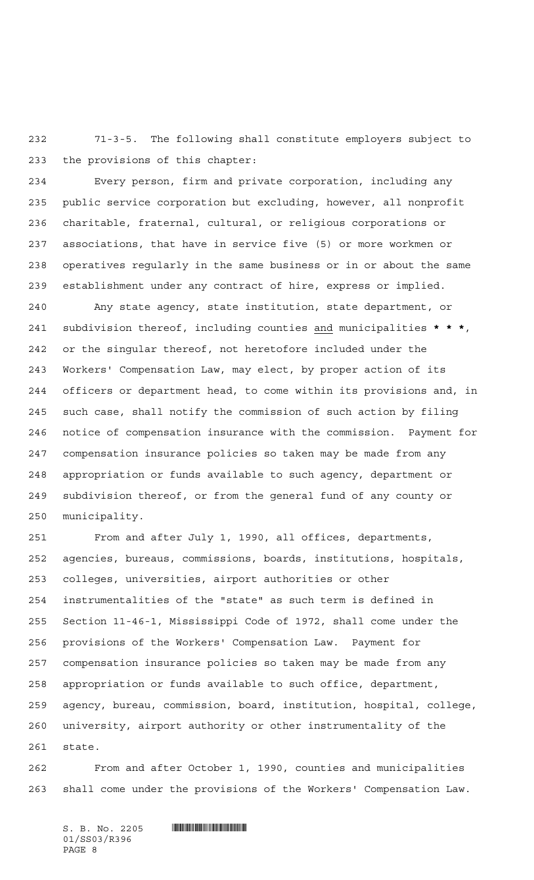71-3-5. The following shall constitute employers subject to the provisions of this chapter:

Every person, firm and private corporation, including any public service corporation but excluding, however, all nonprofit charitable, fraternal, cultural, or religious corporations or associations, that have in service five (5) or more workmen or operatives regularly in the same business or in or about the same establishment under any contract of hire, express or implied.

Any state agency, state institution, state department, or subdivision thereof, including counties and municipalities *** * ***, or the singular thereof, not heretofore included under the Workers' Compensation Law, may elect, by proper action of its officers or department head, to come within its provisions and, in such case, shall notify the commission of such action by filing notice of compensation insurance with the commission. Payment for compensation insurance policies so taken may be made from any appropriation or funds available to such agency, department or subdivision thereof, or from the general fund of any county or municipality.

From and after July 1, 1990, all offices, departments, agencies, bureaus, commissions, boards, institutions, hospitals, colleges, universities, airport authorities or other instrumentalities of the "state" as such term is defined in Section 11-46-1, Mississippi Code of 1972, shall come under the provisions of the Workers' Compensation Law. Payment for compensation insurance policies so taken may be made from any appropriation or funds available to such office, department, agency, bureau, commission, board, institution, hospital, college, university, airport authority or other instrumentality of the state.

From and after October 1, 1990, counties and municipalities shall come under the provisions of the Workers' Compensation Law.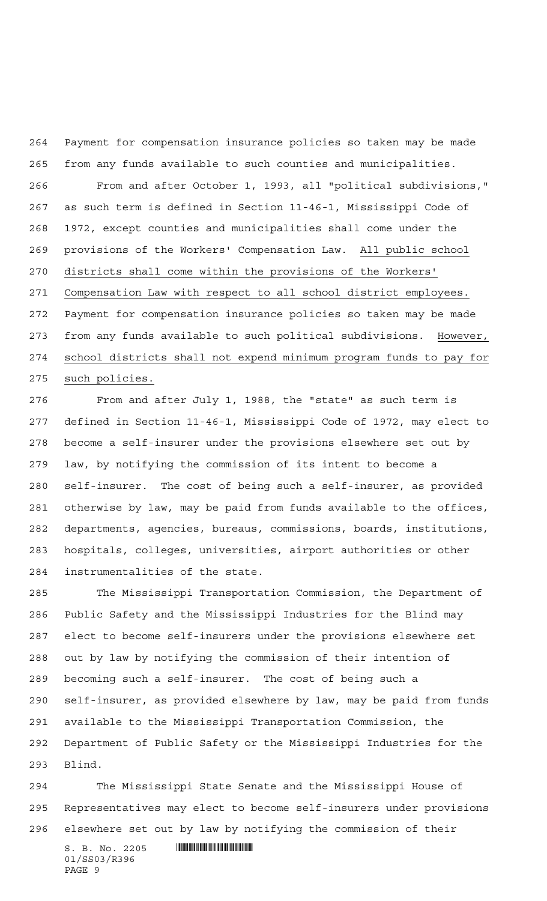Payment for compensation insurance policies so taken may be made from any funds available to such counties and municipalities.

From and after October 1, 1993, all "political subdivisions," as such term is defined in Section 11-46-1, Mississippi Code of 1972, except counties and municipalities shall come under the provisions of the Workers' Compensation Law. <u>All public school districts shall come within the provisions of the Workers' Compensation Law with respect to all school district employees.</u> Payment for compensation insurance policies so taken may be made from any funds available to such political subdivisions. <u>However, school districts shall not expend minimum program funds to pay for such policies.</u>

From and after July 1, 1988, the "state" as such term is defined in Section 11-46-1, Mississippi Code of 1972, may elect to become a self-insurer under the provisions elsewhere set out by law, by notifying the commission of its intent to become a self-insurer. The cost of being such a self-insurer, as provided otherwise by law, may be paid from funds available to the offices, departments, agencies, bureaus, commissions, boards, institutions, hospitals, colleges, universities, airport authorities or other instrumentalities of the state.

The Mississippi Transportation Commission, the Department of Public Safety and the Mississippi Industries for the Blind may elect to become self-insurers under the provisions elsewhere set out by law by notifying the commission of their intention of becoming such a self-insurer. The cost of being such a self-insurer, as provided elsewhere by law, may be paid from funds available to the Mississippi Transportation Commission, the Department of Public Safety or the Mississippi Industries for the Blind.

The Mississippi State Senate and the Mississippi House of Representatives may elect to become self-insurers under provisions elsewhere set out by law by notifying the commission of their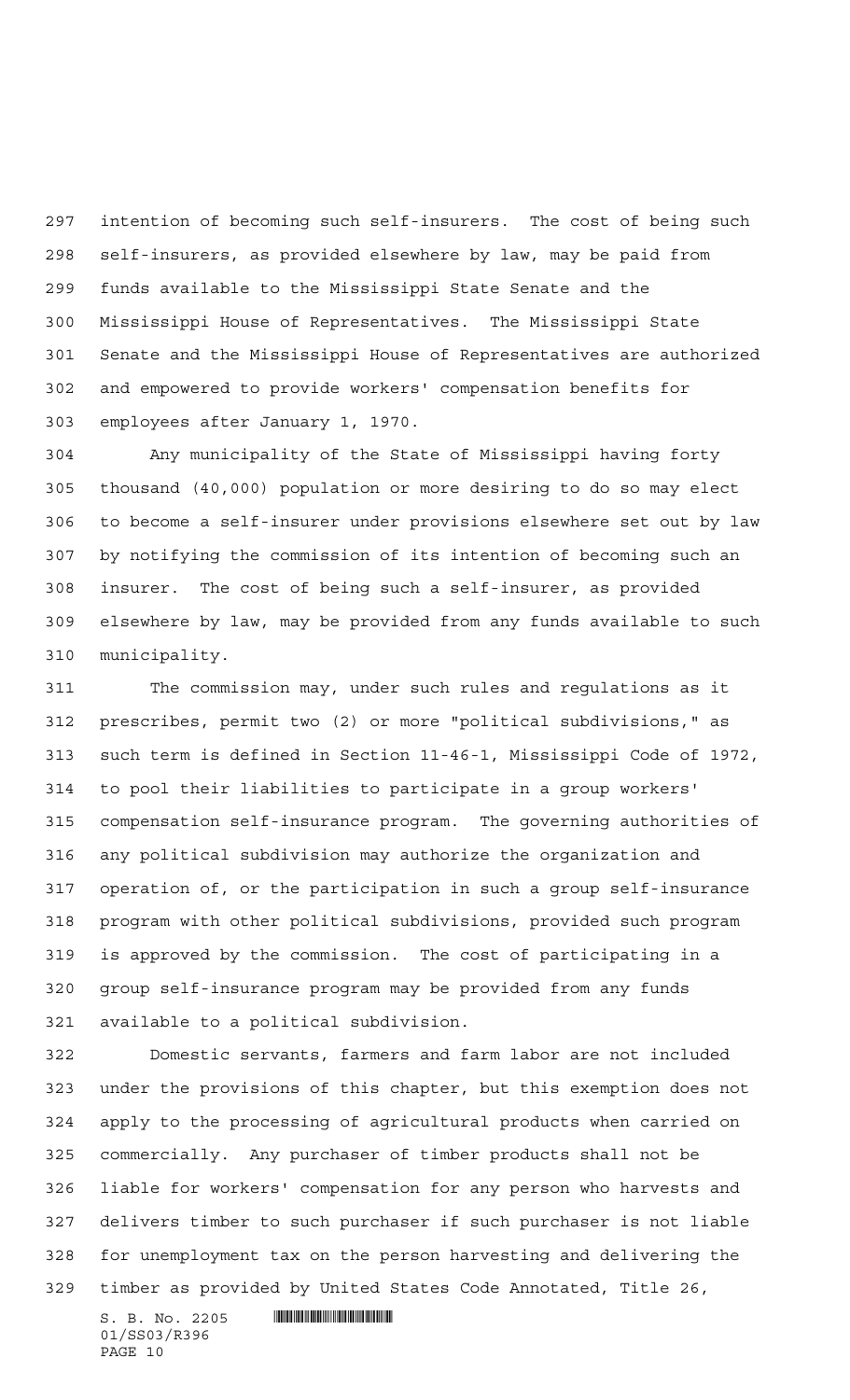intention of becoming such self-insurers. The cost of being such self-insurers, as provided elsewhere by law, may be paid from funds available to the Mississippi State Senate and the Mississippi House of Representatives. The Mississippi State Senate and the Mississippi House of Representatives are authorized and empowered to provide workers' compensation benefits for employees after January 1, 1970.

Any municipality of the State of Mississippi having forty thousand (40,000) population or more desiring to do so may elect to become a self-insurer under provisions elsewhere set out by law by notifying the commission of its intention of becoming such an insurer. The cost of being such a self-insurer, as provided elsewhere by law, may be provided from any funds available to such municipality.

The commission may, under such rules and regulations as it prescribes, permit two (2) or more "political subdivisions," as such term is defined in Section 11-46-1, Mississippi Code of 1972, to pool their liabilities to participate in a group workers' compensation self-insurance program. The governing authorities of any political subdivision may authorize the organization and operation of, or the participation in such a group self-insurance program with other political subdivisions, provided such program is approved by the commission. The cost of participating in a group self-insurance program may be provided from any funds available to a political subdivision.

Domestic servants, farmers and farm labor are not included under the provisions of this chapter, but this exemption does not apply to the processing of agricultural products when carried on commercially. Any purchaser of timber products shall not be liable for workers' compensation for any person who harvests and delivers timber to such purchaser if such purchaser is not liable for unemployment tax on the person harvesting and delivering the timber as provided by United States Code Annotated, Title 26,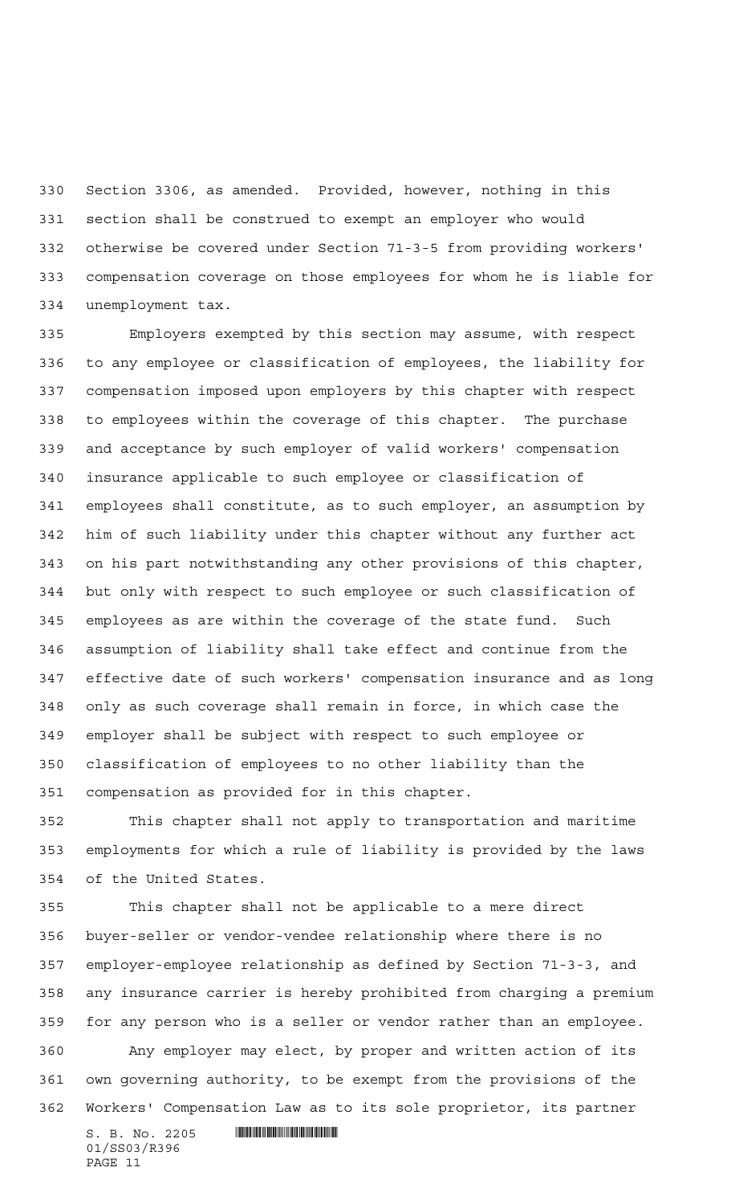Section 3306, as amended. Provided, however, nothing in this section shall be construed to exempt an employer who would otherwise be covered under Section 71-3-5 from providing workers' compensation coverage on those employees for whom he is liable for unemployment tax.

Employers exempted by this section may assume, with respect to any employee or classification of employees, the liability for compensation imposed upon employers by this chapter with respect to employees within the coverage of this chapter. The purchase and acceptance by such employer of valid workers' compensation insurance applicable to such employee or classification of employees shall constitute, as to such employer, an assumption by him of such liability under this chapter without any further act on his part notwithstanding any other provisions of this chapter, but only with respect to such employee or such classification of employees as are within the coverage of the state fund. Such assumption of liability shall take effect and continue from the effective date of such workers' compensation insurance and as long only as such coverage shall remain in force, in which case the employer shall be subject with respect to such employee or classification of employees to no other liability than the compensation as provided for in this chapter.

This chapter shall not apply to transportation and maritime employments for which a rule of liability is provided by the laws of the United States.

This chapter shall not be applicable to a mere direct buyer-seller or vendor-vendee relationship where there is no employer-employee relationship as defined by Section 71-3-3, and any insurance carrier is hereby prohibited from charging a premium for any person who is a seller or vendor rather than an employee.

Any employer may elect, by proper and written action of its own governing authority, to be exempt from the provisions of the Workers' Compensation Law as to its sole proprietor, its partner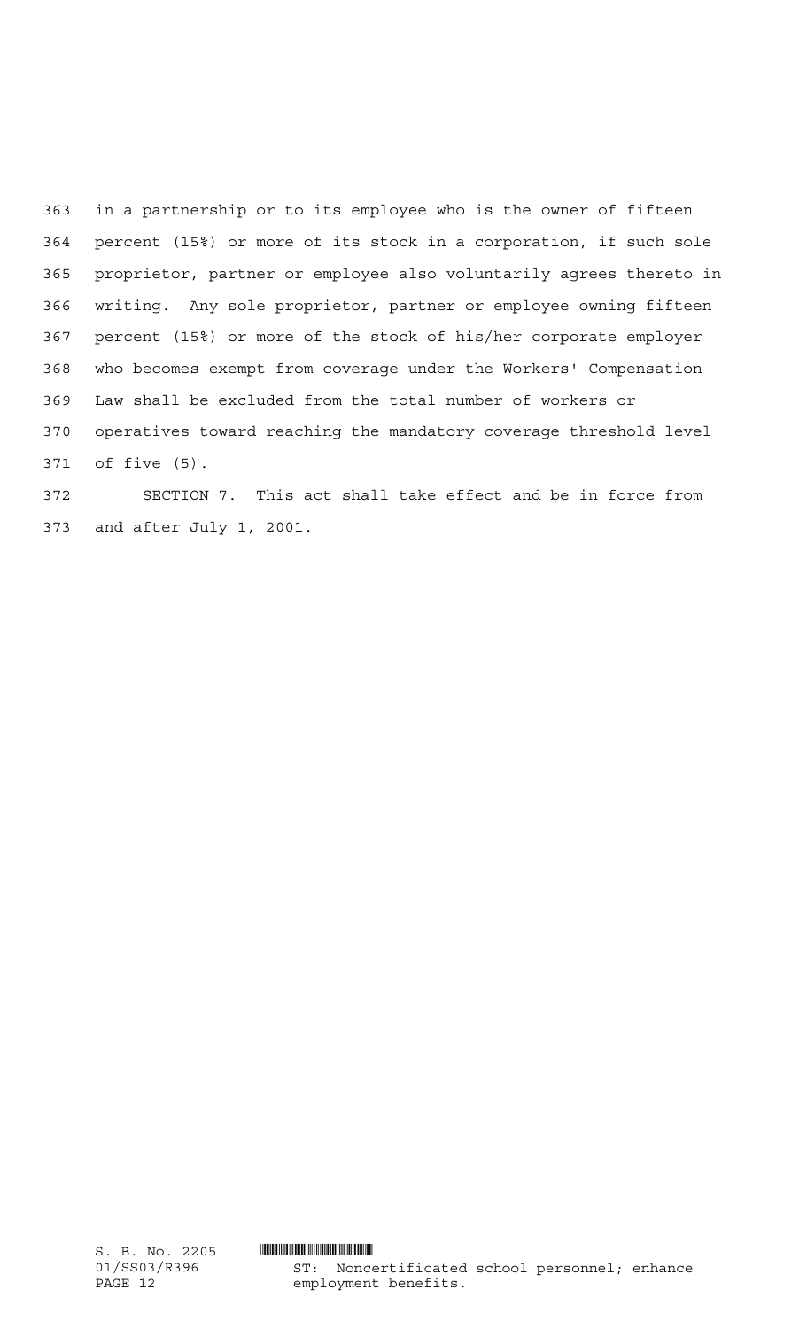in a partnership or to its employee who is the owner of fifteen percent (15%) or more of its stock in a corporation, if such sole proprietor, partner or employee also voluntarily agrees thereto in writing. Any sole proprietor, partner or employee owning fifteen percent (15%) or more of the stock of his/her corporate employer who becomes exempt from coverage under the Workers' Compensation Law shall be excluded from the total number of workers or operatives toward reaching the mandatory coverage threshold level of five (5).

SECTION 7. This act shall take effect and be in force from and after July 1, 2001.